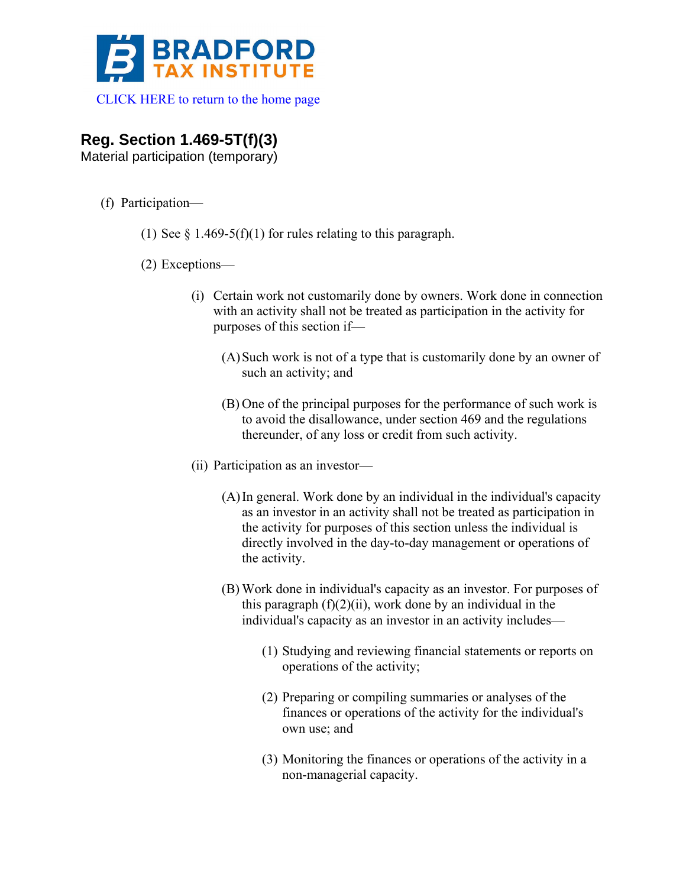BRADFORD TAX INSTITUTE

CLICK HERE to return to the home page

## Reg. Section 1.469-5T(f)(3)

Material participation (temporary)

(f) Participation—

(1) See § 1.469-5(f)(1) for rules relating to this paragraph.

(2) Exceptions—

(i) Certain work not customarily done by owners. Work done in connection with an activity shall not be treated as participation in the activity for purposes of this section if—

(A) Such work is not of a type that is customarily done by an owner of such an activity; and

(B) One of the principal purposes for the performance of such work is to avoid the disallowance, under section 469 and the regulations thereunder, of any loss or credit from such activity.

(ii) Participation as an investor—

(A) In general. Work done by an individual in the individual's capacity as an investor in an activity shall not be treated as participation in the activity for purposes of this section unless the individual is directly involved in the day-to-day management or operations of the activity.

(B) Work done in individual's capacity as an investor. For purposes of this paragraph (f)(2)(ii), work done by an individual in the individual's capacity as an investor in an activity includes—

(1) Studying and reviewing financial statements or reports on operations of the activity;

(2) Preparing or compiling summaries or analyses of the finances or operations of the activity for the individual's own use; and

(3) Monitoring the finances or operations of the activity in a non-managerial capacity.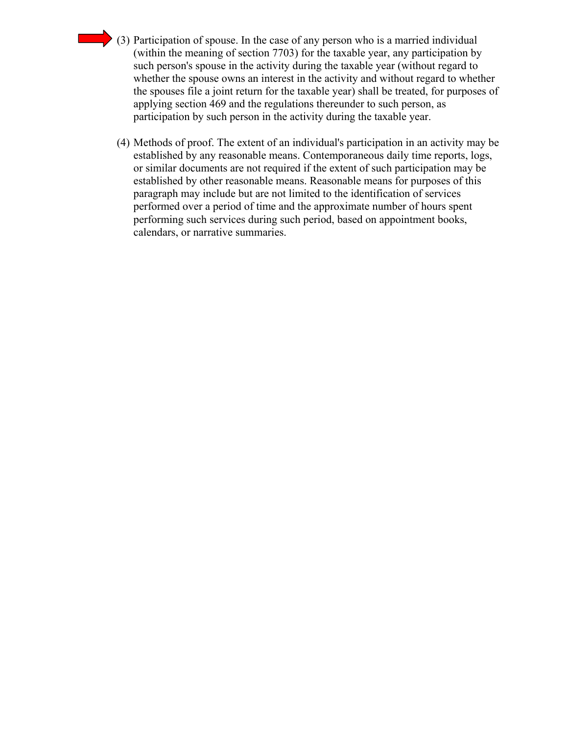(3) Participation of spouse. In the case of any person who is a married individual (within the meaning of section 7703) for the taxable year, any participation by such person's spouse in the activity during the taxable year (without regard to whether the spouse owns an interest in the activity and without regard to whether the spouses file a joint return for the taxable year) shall be treated, for purposes of applying section 469 and the regulations thereunder to such person, as participation by such person in the activity during the taxable year.

(4) Methods of proof. The extent of an individual's participation in an activity may be established by any reasonable means. Contemporaneous daily time reports, logs, or similar documents are not required if the extent of such participation may be established by other reasonable means. Reasonable means for purposes of this paragraph may include but are not limited to the identification of services performed over a period of time and the approximate number of hours spent performing such services during such period, based on appointment books, calendars, or narrative summaries.